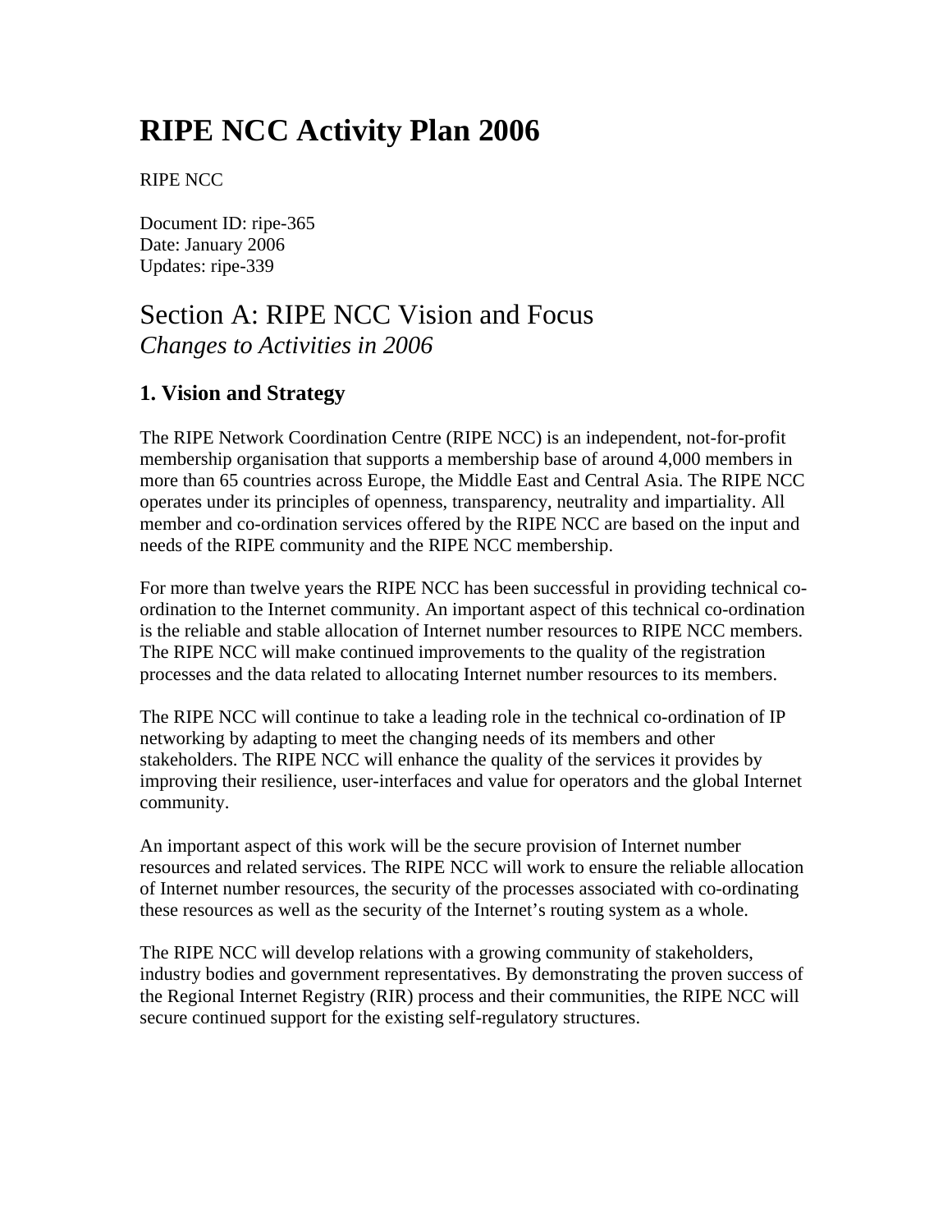# RIPE NCC Activity Plan 2006

RIPE NCC

Document ID: ripe-365
Date: January 2006
Updates: ripe-339

## Section A: RIPE NCC Vision and Focus
*Changes to Activities in 2006*

### 1. Vision and Strategy

The RIPE Network Coordination Centre (RIPE NCC) is an independent, not-for-profit membership organisation that supports a membership base of around 4,000 members in more than 65 countries across Europe, the Middle East and Central Asia. The RIPE NCC operates under its principles of openness, transparency, neutrality and impartiality. All member and co-ordination services offered by the RIPE NCC are based on the input and needs of the RIPE community and the RIPE NCC membership.

For more than twelve years the RIPE NCC has been successful in providing technical co-ordination to the Internet community. An important aspect of this technical co-ordination is the reliable and stable allocation of Internet number resources to RIPE NCC members. The RIPE NCC will make continued improvements to the quality of the registration processes and the data related to allocating Internet number resources to its members.

The RIPE NCC will continue to take a leading role in the technical co-ordination of IP networking by adapting to meet the changing needs of its members and other stakeholders. The RIPE NCC will enhance the quality of the services it provides by improving their resilience, user-interfaces and value for operators and the global Internet community.

An important aspect of this work will be the secure provision of Internet number resources and related services. The RIPE NCC will work to ensure the reliable allocation of Internet number resources, the security of the processes associated with co-ordinating these resources as well as the security of the Internet's routing system as a whole.

The RIPE NCC will develop relations with a growing community of stakeholders, industry bodies and government representatives. By demonstrating the proven success of the Regional Internet Registry (RIR) process and their communities, the RIPE NCC will secure continued support for the existing self-regulatory structures.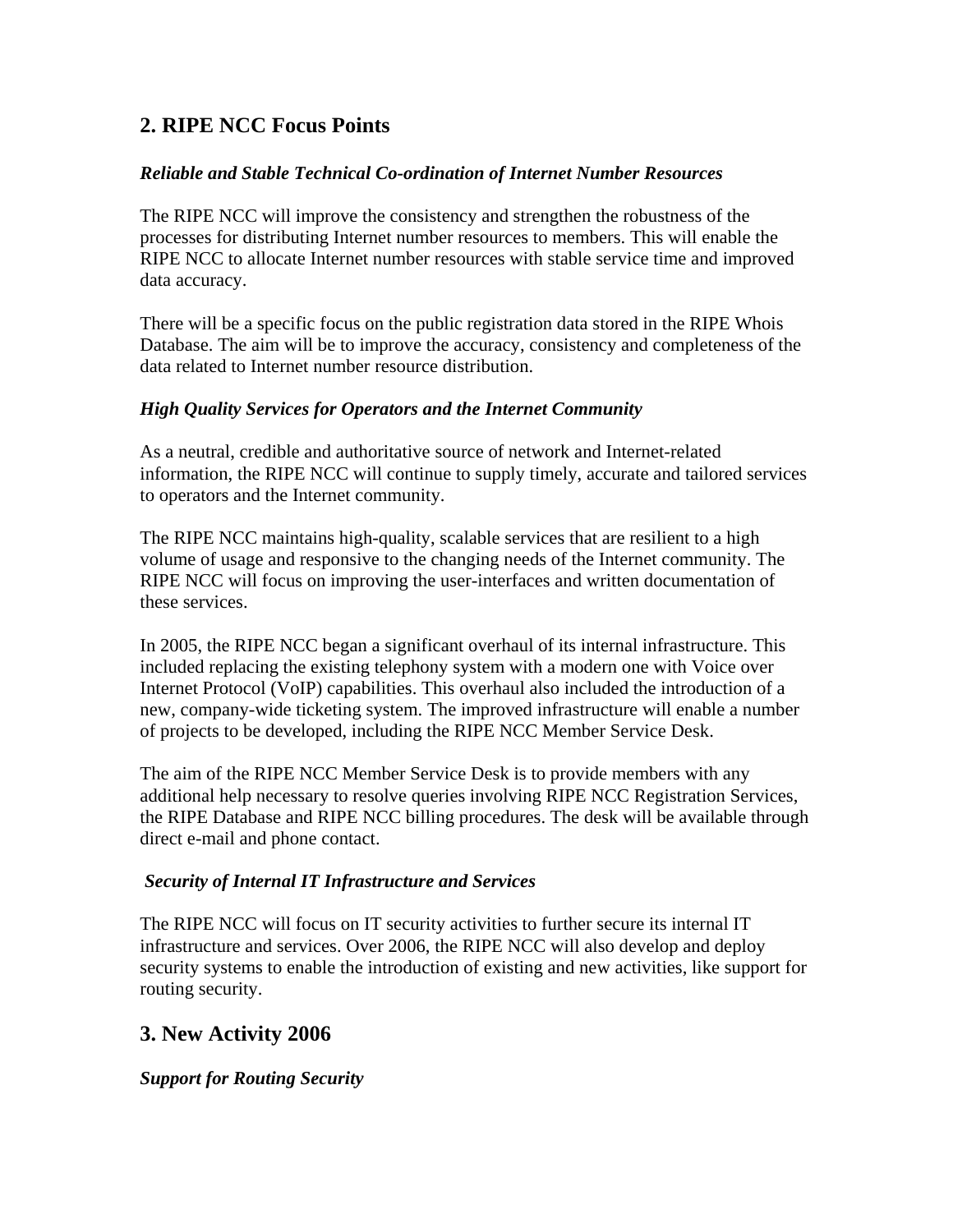## 2. RIPE NCC Focus Points

***Reliable and Stable Technical Co-ordination of Internet Number Resources***

The RIPE NCC will improve the consistency and strengthen the robustness of the processes for distributing Internet number resources to members. This will enable the RIPE NCC to allocate Internet number resources with stable service time and improved data accuracy.

There will be a specific focus on the public registration data stored in the RIPE Whois Database. The aim will be to improve the accuracy, consistency and completeness of the data related to Internet number resource distribution.

***High Quality Services for Operators and the Internet Community***

As a neutral, credible and authoritative source of network and Internet-related information, the RIPE NCC will continue to supply timely, accurate and tailored services to operators and the Internet community.

The RIPE NCC maintains high-quality, scalable services that are resilient to a high volume of usage and responsive to the changing needs of the Internet community. The RIPE NCC will focus on improving the user-interfaces and written documentation of these services.

In 2005, the RIPE NCC began a significant overhaul of its internal infrastructure. This included replacing the existing telephony system with a modern one with Voice over Internet Protocol (VoIP) capabilities. This overhaul also included the introduction of a new, company-wide ticketing system. The improved infrastructure will enable a number of projects to be developed, including the RIPE NCC Member Service Desk.

The aim of the RIPE NCC Member Service Desk is to provide members with any additional help necessary to resolve queries involving RIPE NCC Registration Services, the RIPE Database and RIPE NCC billing procedures. The desk will be available through direct e-mail and phone contact.

***Security of Internal IT Infrastructure and Services***

The RIPE NCC will focus on IT security activities to further secure its internal IT infrastructure and services. Over 2006, the RIPE NCC will also develop and deploy security systems to enable the introduction of existing and new activities, like support for routing security.

## 3. New Activity 2006

***Support for Routing Security***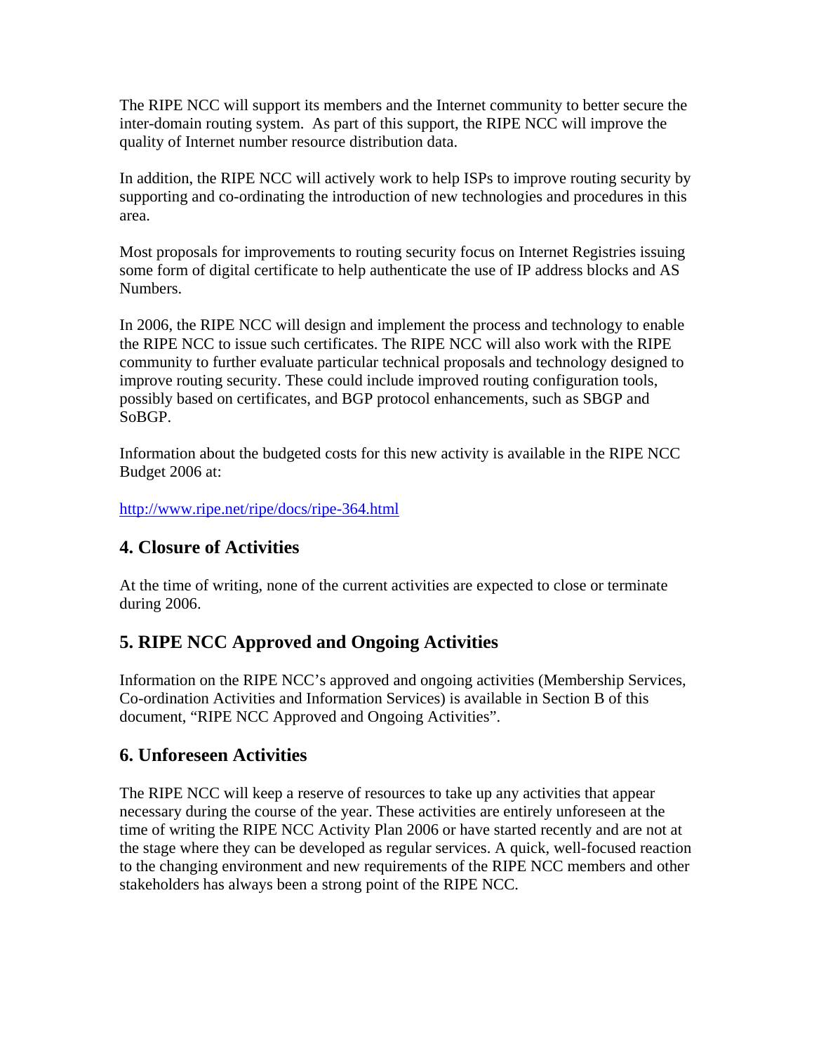The RIPE NCC will support its members and the Internet community to better secure the inter-domain routing system. As part of this support, the RIPE NCC will improve the quality of Internet number resource distribution data.

In addition, the RIPE NCC will actively work to help ISPs to improve routing security by supporting and co-ordinating the introduction of new technologies and procedures in this area.

Most proposals for improvements to routing security focus on Internet Registries issuing some form of digital certificate to help authenticate the use of IP address blocks and AS Numbers.

In 2006, the RIPE NCC will design and implement the process and technology to enable the RIPE NCC to issue such certificates. The RIPE NCC will also work with the RIPE community to further evaluate particular technical proposals and technology designed to improve routing security. These could include improved routing configuration tools, possibly based on certificates, and BGP protocol enhancements, such as SBGP and SoBGP.

Information about the budgeted costs for this new activity is available in the RIPE NCC Budget 2006 at:

http://www.ripe.net/ripe/docs/ripe-364.html

## 4. Closure of Activities

At the time of writing, none of the current activities are expected to close or terminate during 2006.

## 5. RIPE NCC Approved and Ongoing Activities

Information on the RIPE NCC's approved and ongoing activities (Membership Services, Co-ordination Activities and Information Services) is available in Section B of this document, "RIPE NCC Approved and Ongoing Activities".

## 6. Unforeseen Activities

The RIPE NCC will keep a reserve of resources to take up any activities that appear necessary during the course of the year. These activities are entirely unforeseen at the time of writing the RIPE NCC Activity Plan 2006 or have started recently and are not at the stage where they can be developed as regular services. A quick, well-focused reaction to the changing environment and new requirements of the RIPE NCC members and other stakeholders has always been a strong point of the RIPE NCC.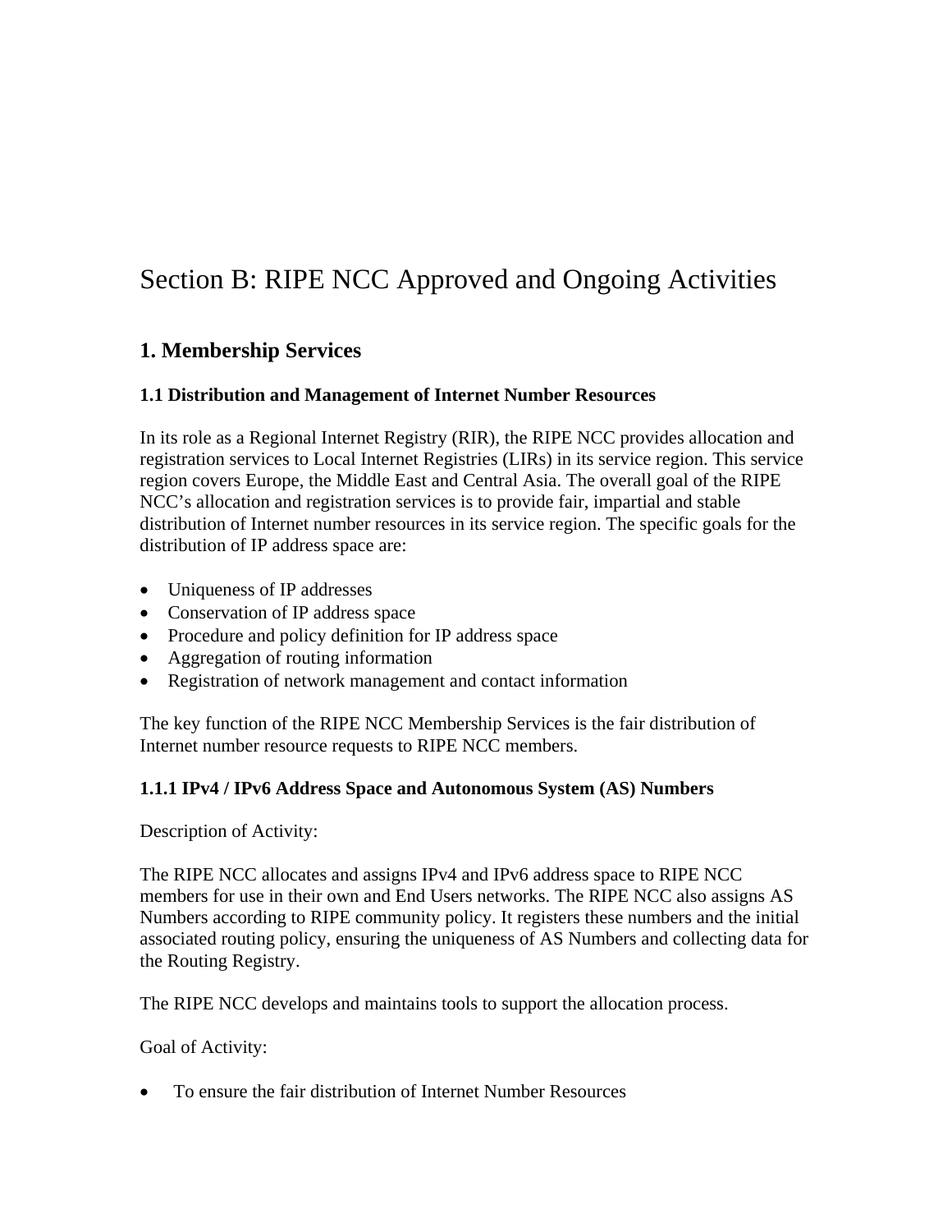# Section B: RIPE NCC Approved and Ongoing Activities

## 1. Membership Services

### 1.1 Distribution and Management of Internet Number Resources

In its role as a Regional Internet Registry (RIR), the RIPE NCC provides allocation and registration services to Local Internet Registries (LIRs) in its service region. This service region covers Europe, the Middle East and Central Asia. The overall goal of the RIPE NCC's allocation and registration services is to provide fair, impartial and stable distribution of Internet number resources in its service region. The specific goals for the distribution of IP address space are:

- Uniqueness of IP addresses
- Conservation of IP address space
- Procedure and policy definition for IP address space
- Aggregation of routing information
- Registration of network management and contact information

The key function of the RIPE NCC Membership Services is the fair distribution of Internet number resource requests to RIPE NCC members.

#### 1.1.1 IPv4 / IPv6 Address Space and Autonomous System (AS) Numbers

Description of Activity:

The RIPE NCC allocates and assigns IPv4 and IPv6 address space to RIPE NCC members for use in their own and End Users networks. The RIPE NCC also assigns AS Numbers according to RIPE community policy. It registers these numbers and the initial associated routing policy, ensuring the uniqueness of AS Numbers and collecting data for the Routing Registry.

The RIPE NCC develops and maintains tools to support the allocation process.

Goal of Activity:

- To ensure the fair distribution of Internet Number Resources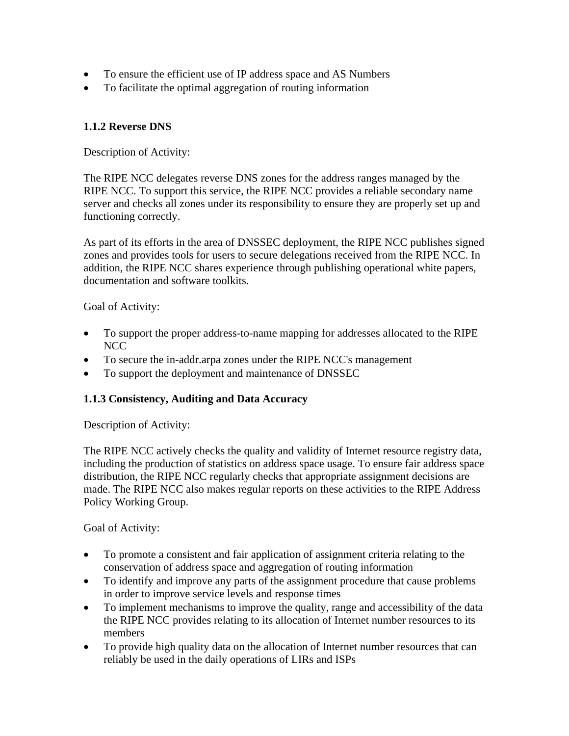- To ensure the efficient use of IP address space and AS Numbers
- To facilitate the optimal aggregation of routing information

### 1.1.2 Reverse DNS

Description of Activity:

The RIPE NCC delegates reverse DNS zones for the address ranges managed by the RIPE NCC. To support this service, the RIPE NCC provides a reliable secondary name server and checks all zones under its responsibility to ensure they are properly set up and functioning correctly.

As part of its efforts in the area of DNSSEC deployment, the RIPE NCC publishes signed zones and provides tools for users to secure delegations received from the RIPE NCC. In addition, the RIPE NCC shares experience through publishing operational white papers, documentation and software toolkits.

Goal of Activity:

- To support the proper address-to-name mapping for addresses allocated to the RIPE NCC
- To secure the in-addr.arpa zones under the RIPE NCC's management
- To support the deployment and maintenance of DNSSEC

### 1.1.3 Consistency, Auditing and Data Accuracy

Description of Activity:

The RIPE NCC actively checks the quality and validity of Internet resource registry data, including the production of statistics on address space usage. To ensure fair address space distribution, the RIPE NCC regularly checks that appropriate assignment decisions are made. The RIPE NCC also makes regular reports on these activities to the RIPE Address Policy Working Group.

Goal of Activity:

- To promote a consistent and fair application of assignment criteria relating to the conservation of address space and aggregation of routing information
- To identify and improve any parts of the assignment procedure that cause problems in order to improve service levels and response times
- To implement mechanisms to improve the quality, range and accessibility of the data the RIPE NCC provides relating to its allocation of Internet number resources to its members
- To provide high quality data on the allocation of Internet number resources that can reliably be used in the daily operations of LIRs and ISPs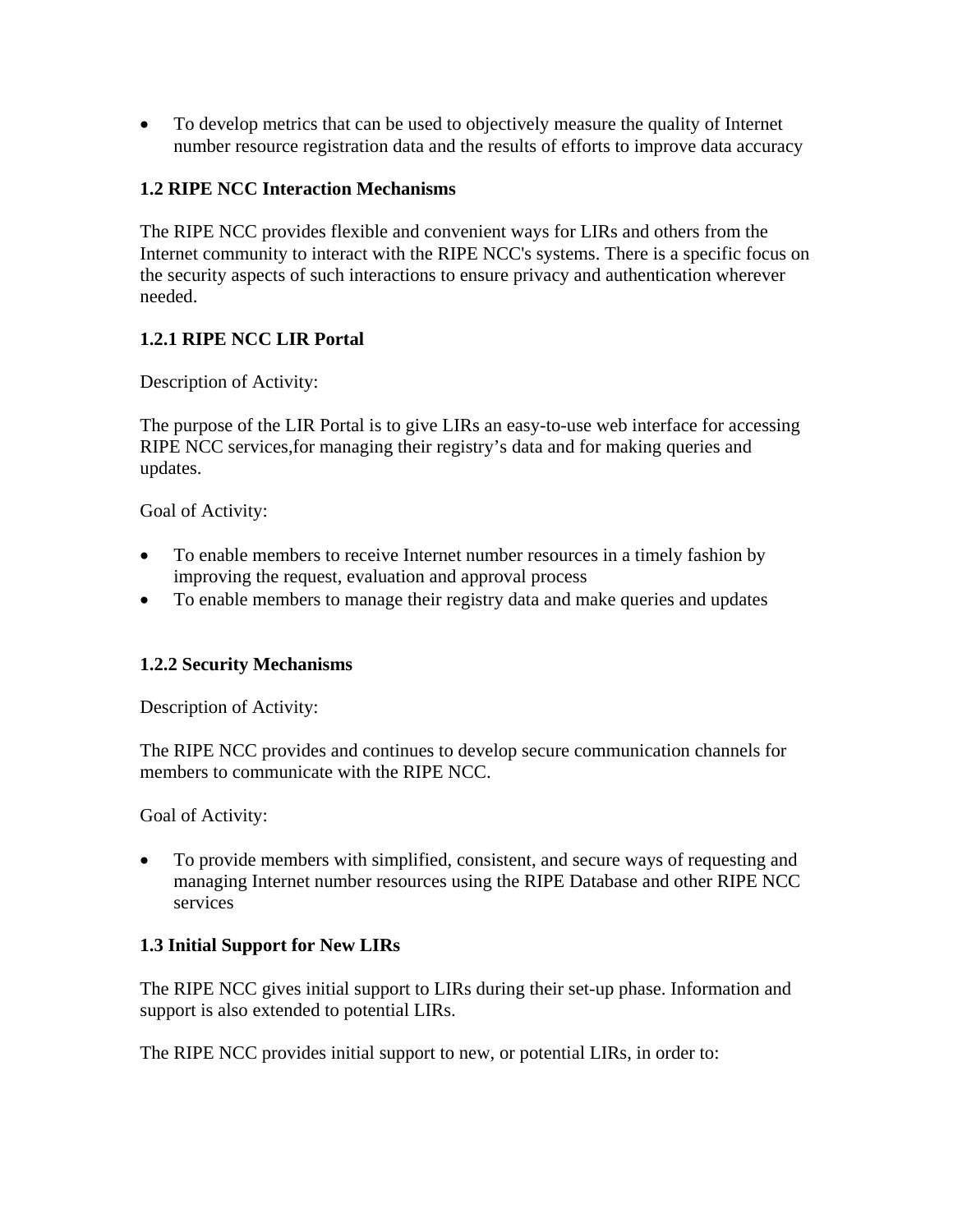- To develop metrics that can be used to objectively measure the quality of Internet number resource registration data and the results of efforts to improve data accuracy

### 1.2 RIPE NCC Interaction Mechanisms

The RIPE NCC provides flexible and convenient ways for LIRs and others from the Internet community to interact with the RIPE NCC's systems. There is a specific focus on the security aspects of such interactions to ensure privacy and authentication wherever needed.

#### 1.2.1 RIPE NCC LIR Portal

Description of Activity:

The purpose of the LIR Portal is to give LIRs an easy-to-use web interface for accessing RIPE NCC services,for managing their registry's data and for making queries and updates.

Goal of Activity:

- To enable members to receive Internet number resources in a timely fashion by improving the request, evaluation and approval process
- To enable members to manage their registry data and make queries and updates

#### 1.2.2 Security Mechanisms

Description of Activity:

The RIPE NCC provides and continues to develop secure communication channels for members to communicate with the RIPE NCC.

Goal of Activity:

- To provide members with simplified, consistent, and secure ways of requesting and managing Internet number resources using the RIPE Database and other RIPE NCC services

### 1.3 Initial Support for New LIRs

The RIPE NCC gives initial support to LIRs during their set-up phase. Information and support is also extended to potential LIRs.

The RIPE NCC provides initial support to new, or potential LIRs, in order to: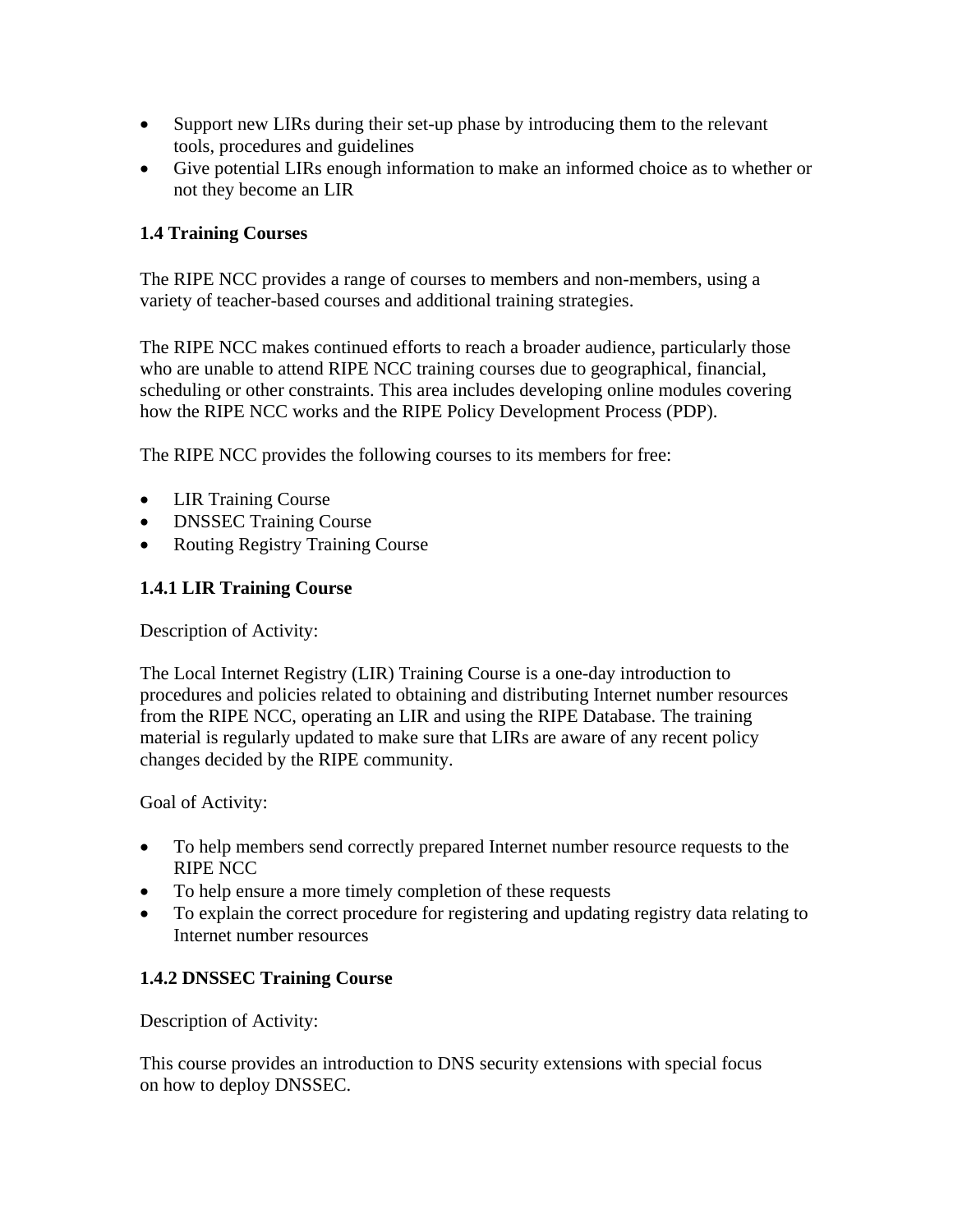- Support new LIRs during their set-up phase by introducing them to the relevant tools, procedures and guidelines
- Give potential LIRs enough information to make an informed choice as to whether or not they become an LIR

### 1.4 Training Courses

The RIPE NCC provides a range of courses to members and non-members, using a variety of teacher-based courses and additional training strategies.

The RIPE NCC makes continued efforts to reach a broader audience, particularly those who are unable to attend RIPE NCC training courses due to geographical, financial, scheduling or other constraints. This area includes developing online modules covering how the RIPE NCC works and the RIPE Policy Development Process (PDP).

The RIPE NCC provides the following courses to its members for free:

- LIR Training Course
- DNSSEC Training Course
- Routing Registry Training Course

#### 1.4.1 LIR Training Course

Description of Activity:

The Local Internet Registry (LIR) Training Course is a one-day introduction to procedures and policies related to obtaining and distributing Internet number resources from the RIPE NCC, operating an LIR and using the RIPE Database. The training material is regularly updated to make sure that LIRs are aware of any recent policy changes decided by the RIPE community.

Goal of Activity:

- To help members send correctly prepared Internet number resource requests to the RIPE NCC
- To help ensure a more timely completion of these requests
- To explain the correct procedure for registering and updating registry data relating to Internet number resources

#### 1.4.2 DNSSEC Training Course

Description of Activity:

This course provides an introduction to DNS security extensions with special focus on how to deploy DNSSEC.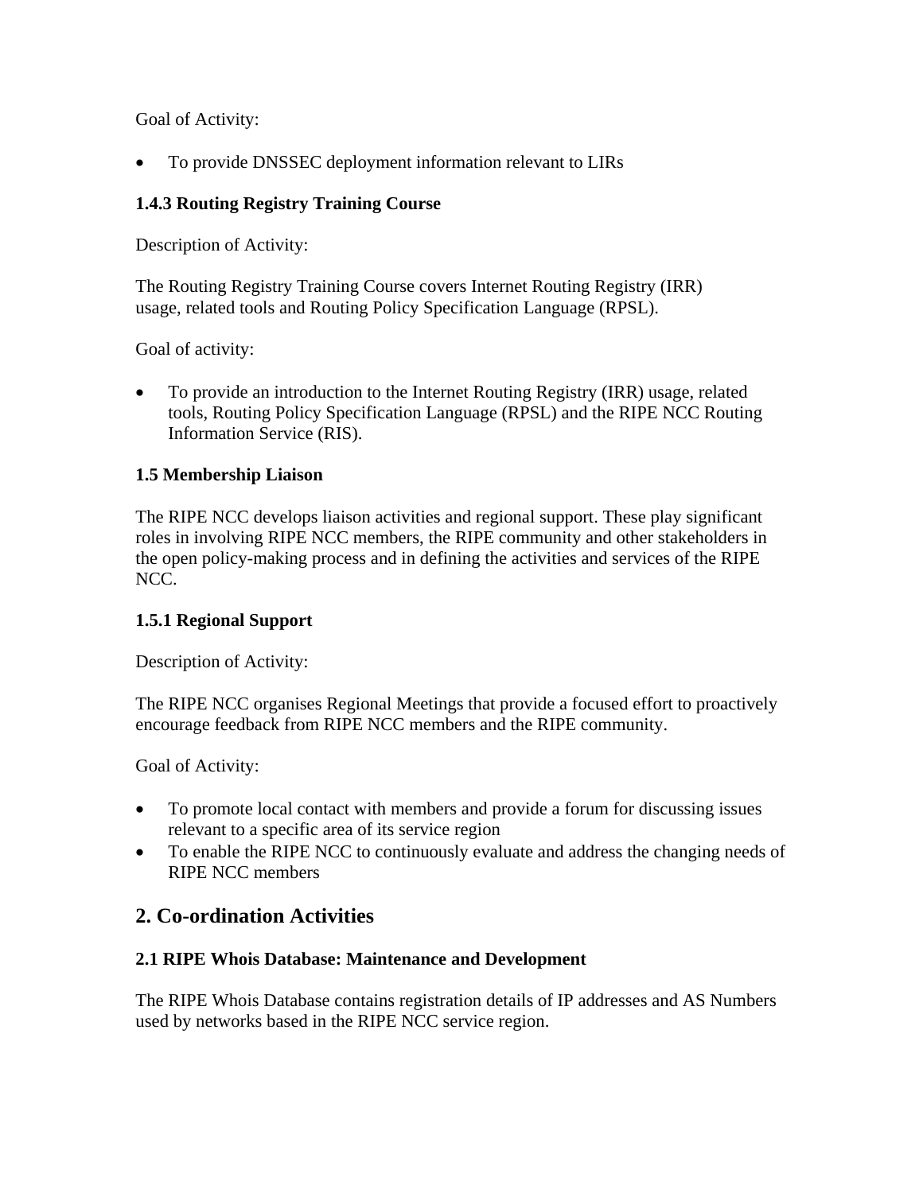Goal of Activity:

- To provide DNSSEC deployment information relevant to LIRs

### 1.4.3 Routing Registry Training Course

Description of Activity:

The Routing Registry Training Course covers Internet Routing Registry (IRR) usage, related tools and Routing Policy Specification Language (RPSL).

Goal of activity:

- To provide an introduction to the Internet Routing Registry (IRR) usage, related tools, Routing Policy Specification Language (RPSL) and the RIPE NCC Routing Information Service (RIS).

### 1.5 Membership Liaison

The RIPE NCC develops liaison activities and regional support. These play significant roles in involving RIPE NCC members, the RIPE community and other stakeholders in the open policy-making process and in defining the activities and services of the RIPE NCC.

### 1.5.1 Regional Support

Description of Activity:

The RIPE NCC organises Regional Meetings that provide a focused effort to proactively encourage feedback from RIPE NCC members and the RIPE community.

Goal of Activity:

- To promote local contact with members and provide a forum for discussing issues relevant to a specific area of its service region
- To enable the RIPE NCC to continuously evaluate and address the changing needs of RIPE NCC members

## 2. Co-ordination Activities

### 2.1 RIPE Whois Database: Maintenance and Development

The RIPE Whois Database contains registration details of IP addresses and AS Numbers used by networks based in the RIPE NCC service region.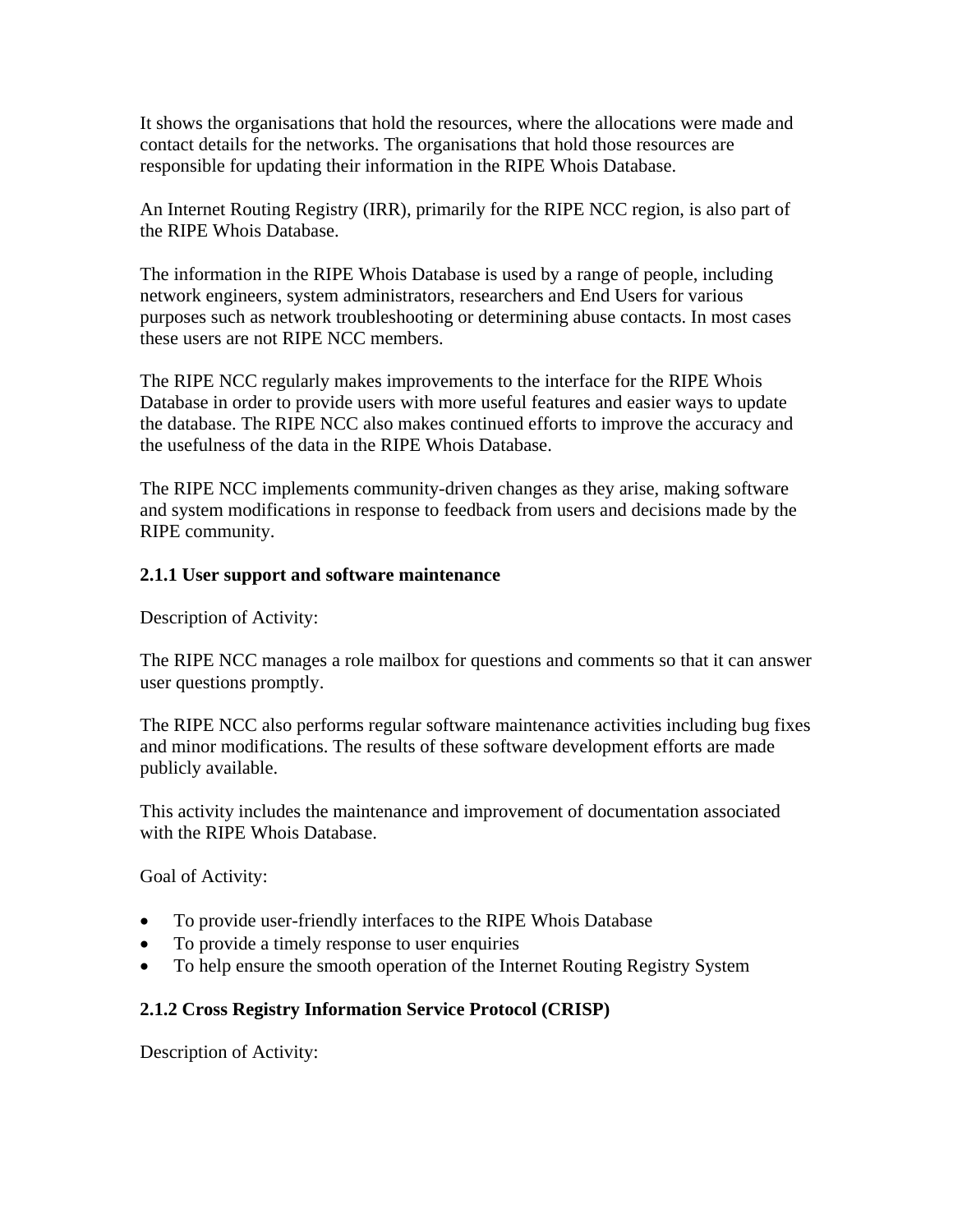It shows the organisations that hold the resources, where the allocations were made and contact details for the networks. The organisations that hold those resources are responsible for updating their information in the RIPE Whois Database.

An Internet Routing Registry (IRR), primarily for the RIPE NCC region, is also part of the RIPE Whois Database.

The information in the RIPE Whois Database is used by a range of people, including network engineers, system administrators, researchers and End Users for various purposes such as network troubleshooting or determining abuse contacts. In most cases these users are not RIPE NCC members.

The RIPE NCC regularly makes improvements to the interface for the RIPE Whois Database in order to provide users with more useful features and easier ways to update the database. The RIPE NCC also makes continued efforts to improve the accuracy and the usefulness of the data in the RIPE Whois Database.

The RIPE NCC implements community-driven changes as they arise, making software and system modifications in response to feedback from users and decisions made by the RIPE community.

### 2.1.1 User support and software maintenance

Description of Activity:

The RIPE NCC manages a role mailbox for questions and comments so that it can answer user questions promptly.

The RIPE NCC also performs regular software maintenance activities including bug fixes and minor modifications. The results of these software development efforts are made publicly available.

This activity includes the maintenance and improvement of documentation associated with the RIPE Whois Database.

Goal of Activity:

- To provide user-friendly interfaces to the RIPE Whois Database
- To provide a timely response to user enquiries
- To help ensure the smooth operation of the Internet Routing Registry System

### 2.1.2 Cross Registry Information Service Protocol (CRISP)

Description of Activity: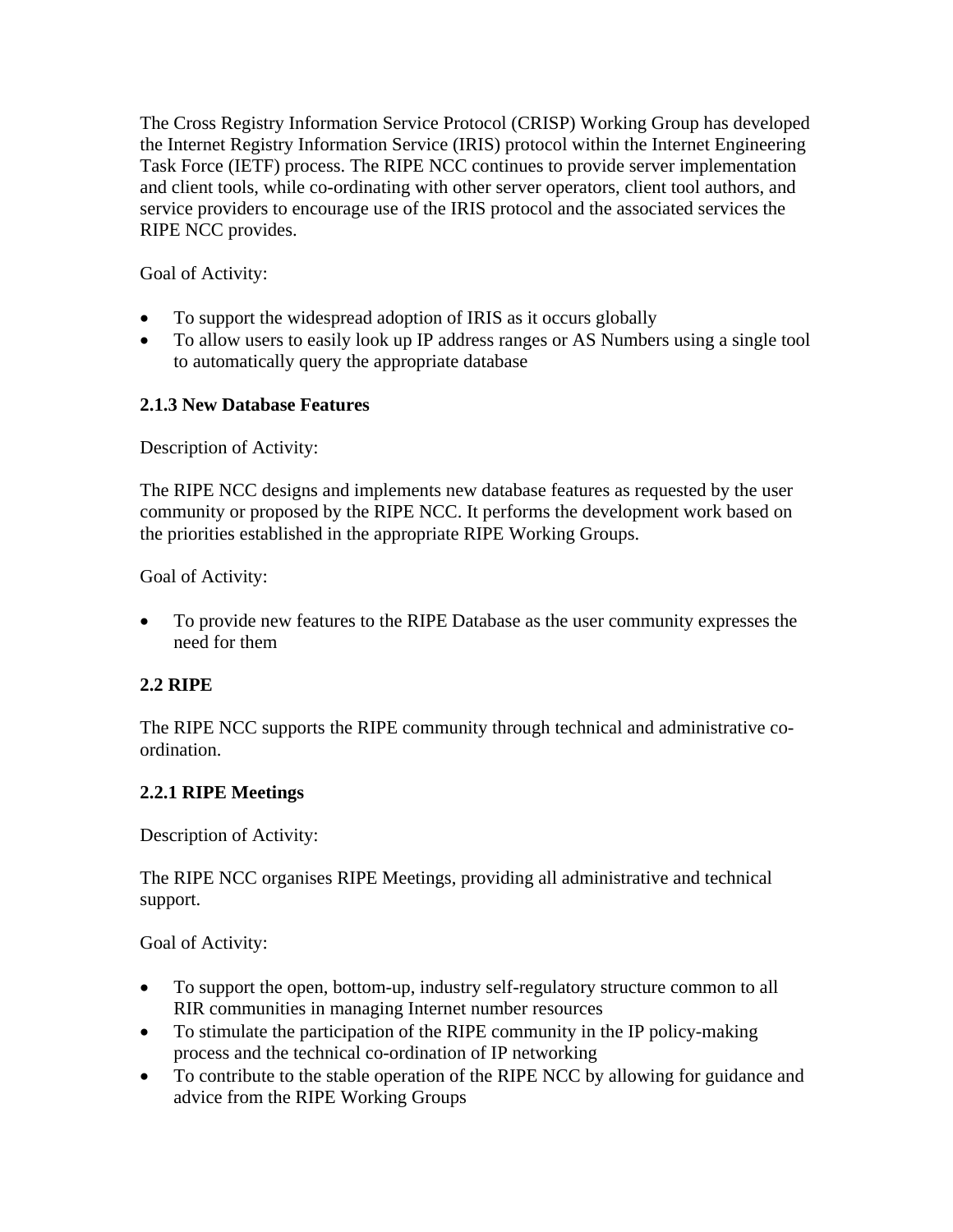The Cross Registry Information Service Protocol (CRISP) Working Group has developed the Internet Registry Information Service (IRIS) protocol within the Internet Engineering Task Force (IETF) process. The RIPE NCC continues to provide server implementation and client tools, while co-ordinating with other server operators, client tool authors, and service providers to encourage use of the IRIS protocol and the associated services the RIPE NCC provides.

Goal of Activity:

- To support the widespread adoption of IRIS as it occurs globally
- To allow users to easily look up IP address ranges or AS Numbers using a single tool to automatically query the appropriate database

### 2.1.3 New Database Features

Description of Activity:

The RIPE NCC designs and implements new database features as requested by the user community or proposed by the RIPE NCC. It performs the development work based on the priorities established in the appropriate RIPE Working Groups.

Goal of Activity:

- To provide new features to the RIPE Database as the user community expresses the need for them

## 2.2 RIPE

The RIPE NCC supports the RIPE community through technical and administrative co-ordination.

### 2.2.1 RIPE Meetings

Description of Activity:

The RIPE NCC organises RIPE Meetings, providing all administrative and technical support.

Goal of Activity:

- To support the open, bottom-up, industry self-regulatory structure common to all RIR communities in managing Internet number resources
- To stimulate the participation of the RIPE community in the IP policy-making process and the technical co-ordination of IP networking
- To contribute to the stable operation of the RIPE NCC by allowing for guidance and advice from the RIPE Working Groups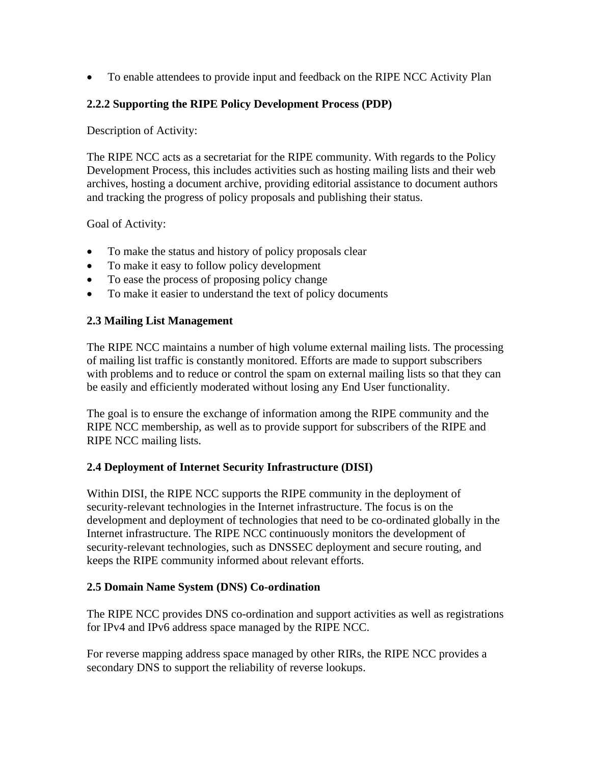- To enable attendees to provide input and feedback on the RIPE NCC Activity Plan

### 2.2.2 Supporting the RIPE Policy Development Process (PDP)

Description of Activity:

The RIPE NCC acts as a secretariat for the RIPE community. With regards to the Policy Development Process, this includes activities such as hosting mailing lists and their web archives, hosting a document archive, providing editorial assistance to document authors and tracking the progress of policy proposals and publishing their status.

Goal of Activity:

- To make the status and history of policy proposals clear
- To make it easy to follow policy development
- To ease the process of proposing policy change
- To make it easier to understand the text of policy documents

## 2.3 Mailing List Management

The RIPE NCC maintains a number of high volume external mailing lists. The processing of mailing list traffic is constantly monitored. Efforts are made to support subscribers with problems and to reduce or control the spam on external mailing lists so that they can be easily and efficiently moderated without losing any End User functionality.

The goal is to ensure the exchange of information among the RIPE community and the RIPE NCC membership, as well as to provide support for subscribers of the RIPE and RIPE NCC mailing lists.

## 2.4 Deployment of Internet Security Infrastructure (DISI)

Within DISI, the RIPE NCC supports the RIPE community in the deployment of security-relevant technologies in the Internet infrastructure. The focus is on the development and deployment of technologies that need to be co-ordinated globally in the Internet infrastructure. The RIPE NCC continuously monitors the development of security-relevant technologies, such as DNSSEC deployment and secure routing, and keeps the RIPE community informed about relevant efforts.

## 2.5 Domain Name System (DNS) Co-ordination

The RIPE NCC provides DNS co-ordination and support activities as well as registrations for IPv4 and IPv6 address space managed by the RIPE NCC.

For reverse mapping address space managed by other RIRs, the RIPE NCC provides a secondary DNS to support the reliability of reverse lookups.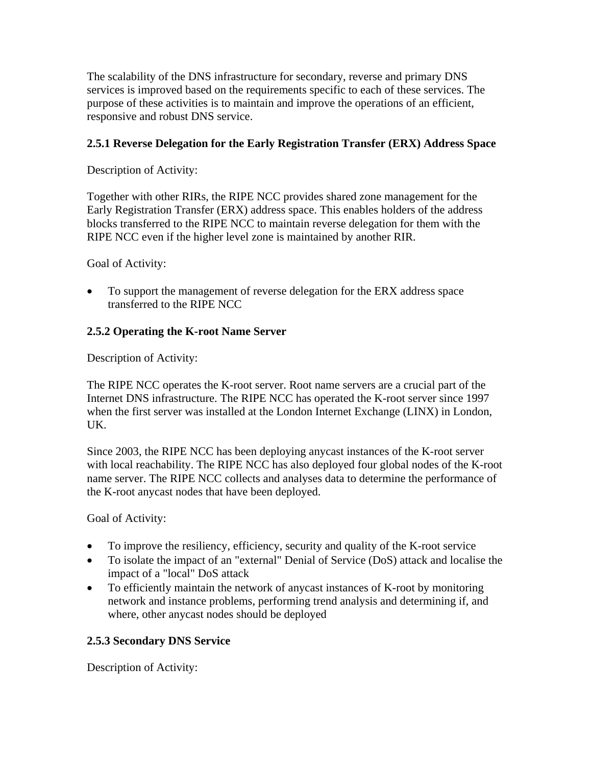The scalability of the DNS infrastructure for secondary, reverse and primary DNS services is improved based on the requirements specific to each of these services. The purpose of these activities is to maintain and improve the operations of an efficient, responsive and robust DNS service.

### 2.5.1 Reverse Delegation for the Early Registration Transfer (ERX) Address Space

Description of Activity:

Together with other RIRs, the RIPE NCC provides shared zone management for the Early Registration Transfer (ERX) address space. This enables holders of the address blocks transferred to the RIPE NCC to maintain reverse delegation for them with the RIPE NCC even if the higher level zone is maintained by another RIR.

Goal of Activity:

- To support the management of reverse delegation for the ERX address space transferred to the RIPE NCC

### 2.5.2 Operating the K-root Name Server

Description of Activity:

The RIPE NCC operates the K-root server. Root name servers are a crucial part of the Internet DNS infrastructure. The RIPE NCC has operated the K-root server since 1997 when the first server was installed at the London Internet Exchange (LINX) in London, UK.

Since 2003, the RIPE NCC has been deploying anycast instances of the K-root server with local reachability. The RIPE NCC has also deployed four global nodes of the K-root name server. The RIPE NCC collects and analyses data to determine the performance of the K-root anycast nodes that have been deployed.

Goal of Activity:

- To improve the resiliency, efficiency, security and quality of the K-root service
- To isolate the impact of an "external" Denial of Service (DoS) attack and localise the impact of a "local" DoS attack
- To efficiently maintain the network of anycast instances of K-root by monitoring network and instance problems, performing trend analysis and determining if, and where, other anycast nodes should be deployed

### 2.5.3 Secondary DNS Service

Description of Activity: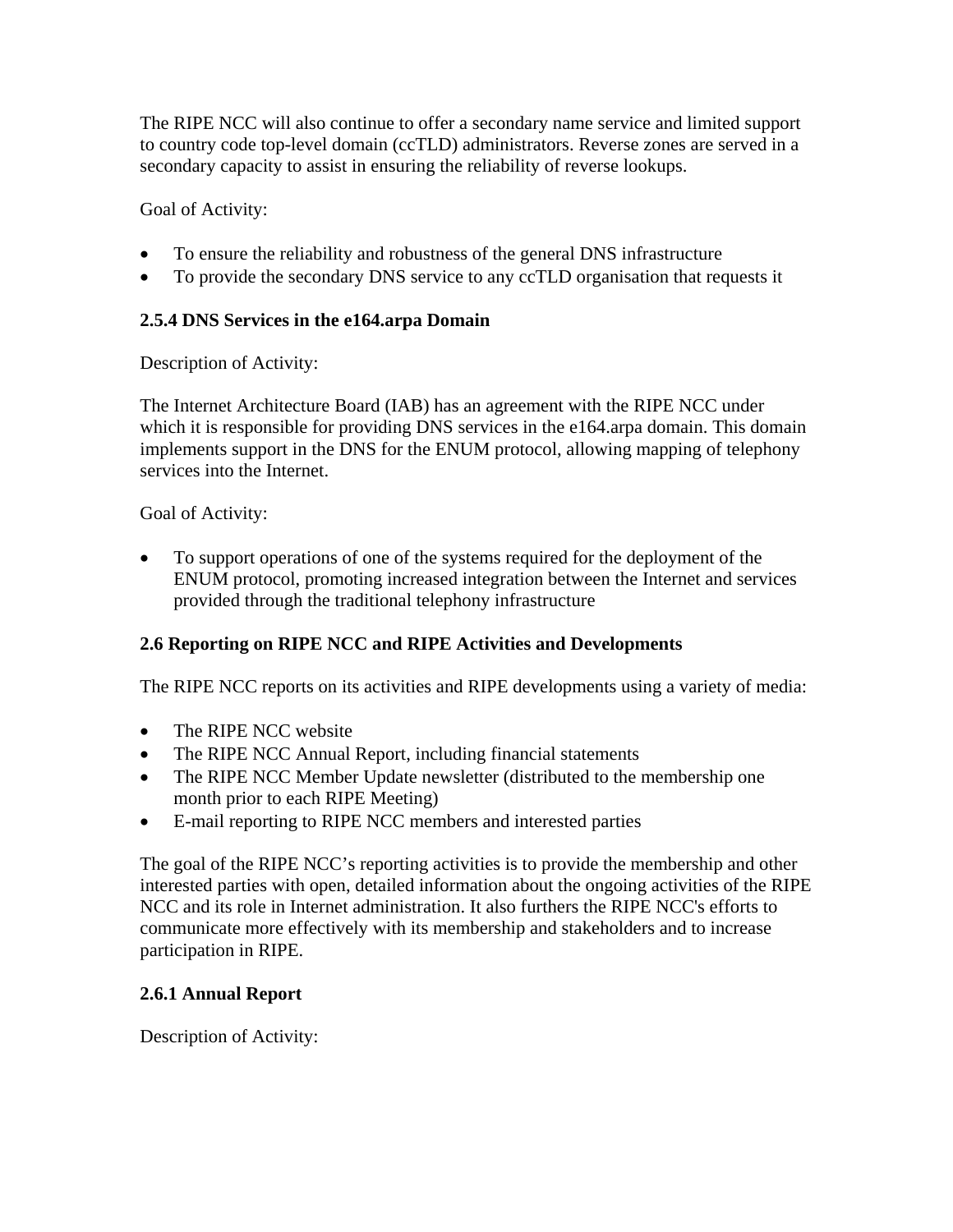The RIPE NCC will also continue to offer a secondary name service and limited support to country code top-level domain (ccTLD) administrators. Reverse zones are served in a secondary capacity to assist in ensuring the reliability of reverse lookups.

Goal of Activity:

- To ensure the reliability and robustness of the general DNS infrastructure
- To provide the secondary DNS service to any ccTLD organisation that requests it

### 2.5.4 DNS Services in the e164.arpa Domain

Description of Activity:

The Internet Architecture Board (IAB) has an agreement with the RIPE NCC under which it is responsible for providing DNS services in the e164.arpa domain. This domain implements support in the DNS for the ENUM protocol, allowing mapping of telephony services into the Internet.

Goal of Activity:

- To support operations of one of the systems required for the deployment of the ENUM protocol, promoting increased integration between the Internet and services provided through the traditional telephony infrastructure

## 2.6 Reporting on RIPE NCC and RIPE Activities and Developments

The RIPE NCC reports on its activities and RIPE developments using a variety of media:

- The RIPE NCC website
- The RIPE NCC Annual Report, including financial statements
- The RIPE NCC Member Update newsletter (distributed to the membership one month prior to each RIPE Meeting)
- E-mail reporting to RIPE NCC members and interested parties

The goal of the RIPE NCC's reporting activities is to provide the membership and other interested parties with open, detailed information about the ongoing activities of the RIPE NCC and its role in Internet administration. It also furthers the RIPE NCC's efforts to communicate more effectively with its membership and stakeholders and to increase participation in RIPE.

### 2.6.1 Annual Report

Description of Activity: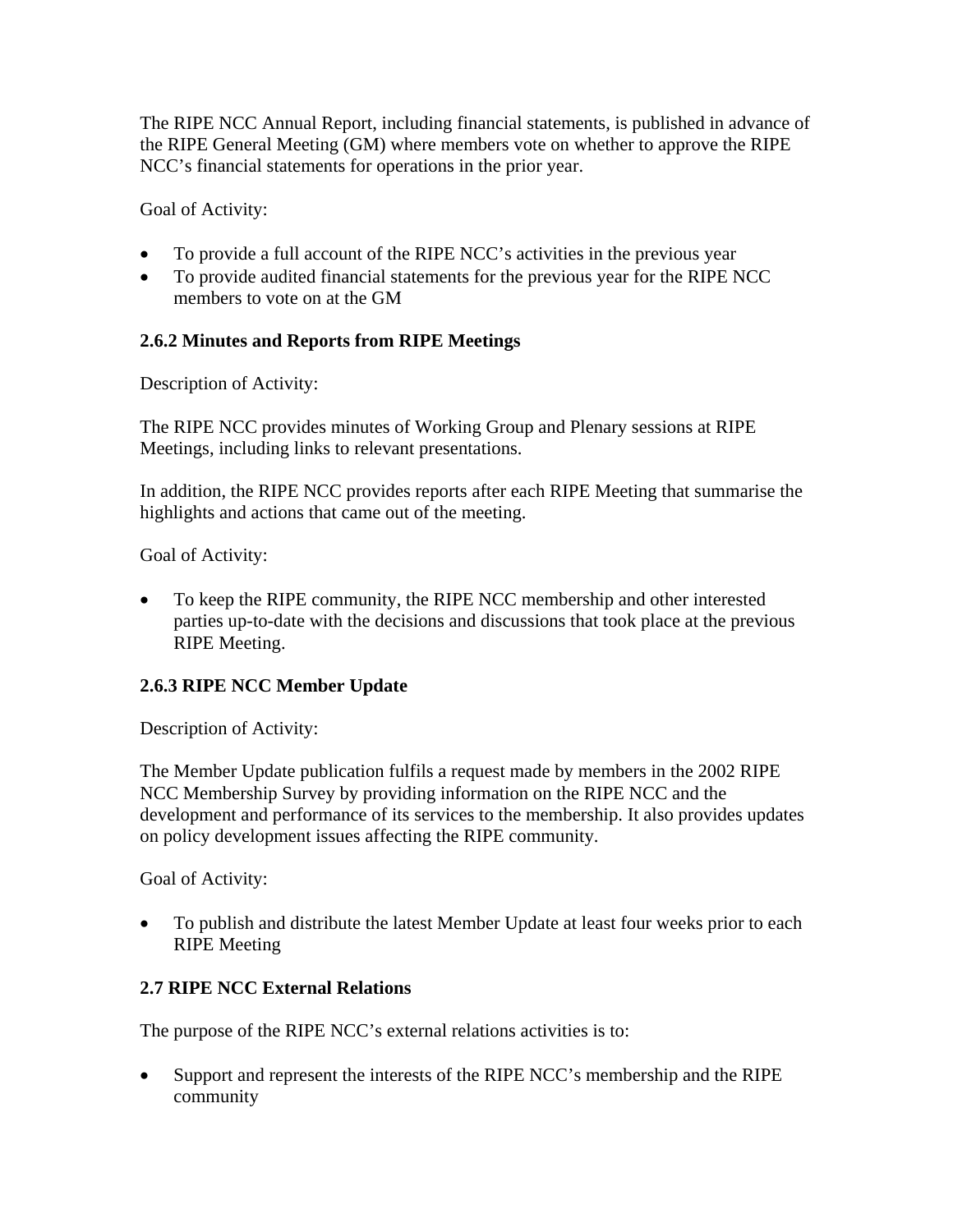The RIPE NCC Annual Report, including financial statements, is published in advance of the RIPE General Meeting (GM) where members vote on whether to approve the RIPE NCC's financial statements for operations in the prior year.

Goal of Activity:

- To provide a full account of the RIPE NCC's activities in the previous year
- To provide audited financial statements for the previous year for the RIPE NCC members to vote on at the GM

### 2.6.2 Minutes and Reports from RIPE Meetings

Description of Activity:

The RIPE NCC provides minutes of Working Group and Plenary sessions at RIPE Meetings, including links to relevant presentations.

In addition, the RIPE NCC provides reports after each RIPE Meeting that summarise the highlights and actions that came out of the meeting.

Goal of Activity:

- To keep the RIPE community, the RIPE NCC membership and other interested parties up-to-date with the decisions and discussions that took place at the previous RIPE Meeting.

### 2.6.3 RIPE NCC Member Update

Description of Activity:

The Member Update publication fulfils a request made by members in the 2002 RIPE NCC Membership Survey by providing information on the RIPE NCC and the development and performance of its services to the membership. It also provides updates on policy development issues affecting the RIPE community.

Goal of Activity:

- To publish and distribute the latest Member Update at least four weeks prior to each RIPE Meeting

## 2.7 RIPE NCC External Relations

The purpose of the RIPE NCC's external relations activities is to:

- Support and represent the interests of the RIPE NCC's membership and the RIPE community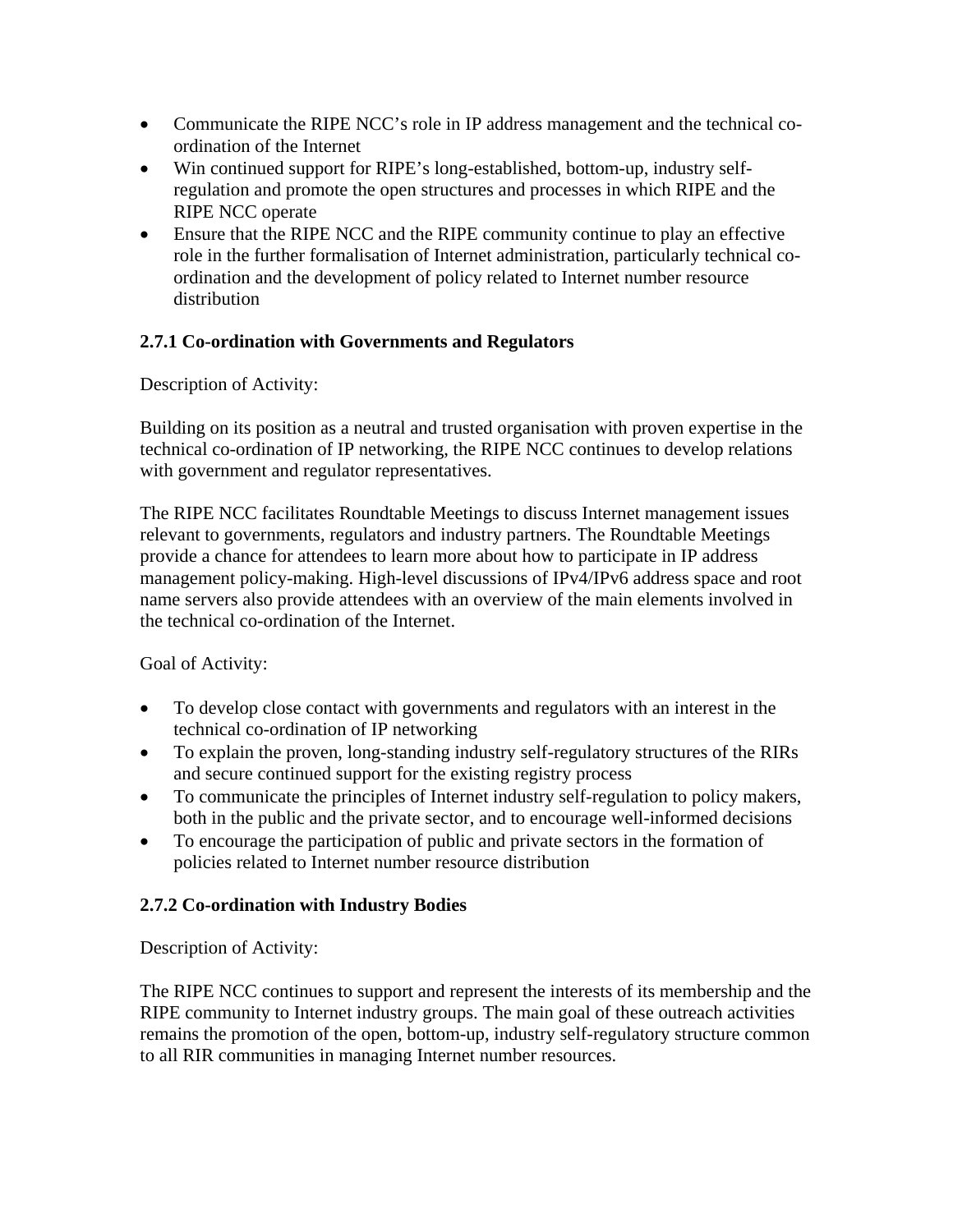- Communicate the RIPE NCC's role in IP address management and the technical co-ordination of the Internet
- Win continued support for RIPE's long-established, bottom-up, industry self-regulation and promote the open structures and processes in which RIPE and the RIPE NCC operate
- Ensure that the RIPE NCC and the RIPE community continue to play an effective role in the further formalisation of Internet administration, particularly technical co-ordination and the development of policy related to Internet number resource distribution

### 2.7.1 Co-ordination with Governments and Regulators

Description of Activity:

Building on its position as a neutral and trusted organisation with proven expertise in the technical co-ordination of IP networking, the RIPE NCC continues to develop relations with government and regulator representatives.

The RIPE NCC facilitates Roundtable Meetings to discuss Internet management issues relevant to governments, regulators and industry partners. The Roundtable Meetings provide a chance for attendees to learn more about how to participate in IP address management policy-making. High-level discussions of IPv4/IPv6 address space and root name servers also provide attendees with an overview of the main elements involved in the technical co-ordination of the Internet.

Goal of Activity:

- To develop close contact with governments and regulators with an interest in the technical co-ordination of IP networking
- To explain the proven, long-standing industry self-regulatory structures of the RIRs and secure continued support for the existing registry process
- To communicate the principles of Internet industry self-regulation to policy makers, both in the public and the private sector, and to encourage well-informed decisions
- To encourage the participation of public and private sectors in the formation of policies related to Internet number resource distribution

### 2.7.2 Co-ordination with Industry Bodies

Description of Activity:

The RIPE NCC continues to support and represent the interests of its membership and the RIPE community to Internet industry groups. The main goal of these outreach activities remains the promotion of the open, bottom-up, industry self-regulatory structure common to all RIR communities in managing Internet number resources.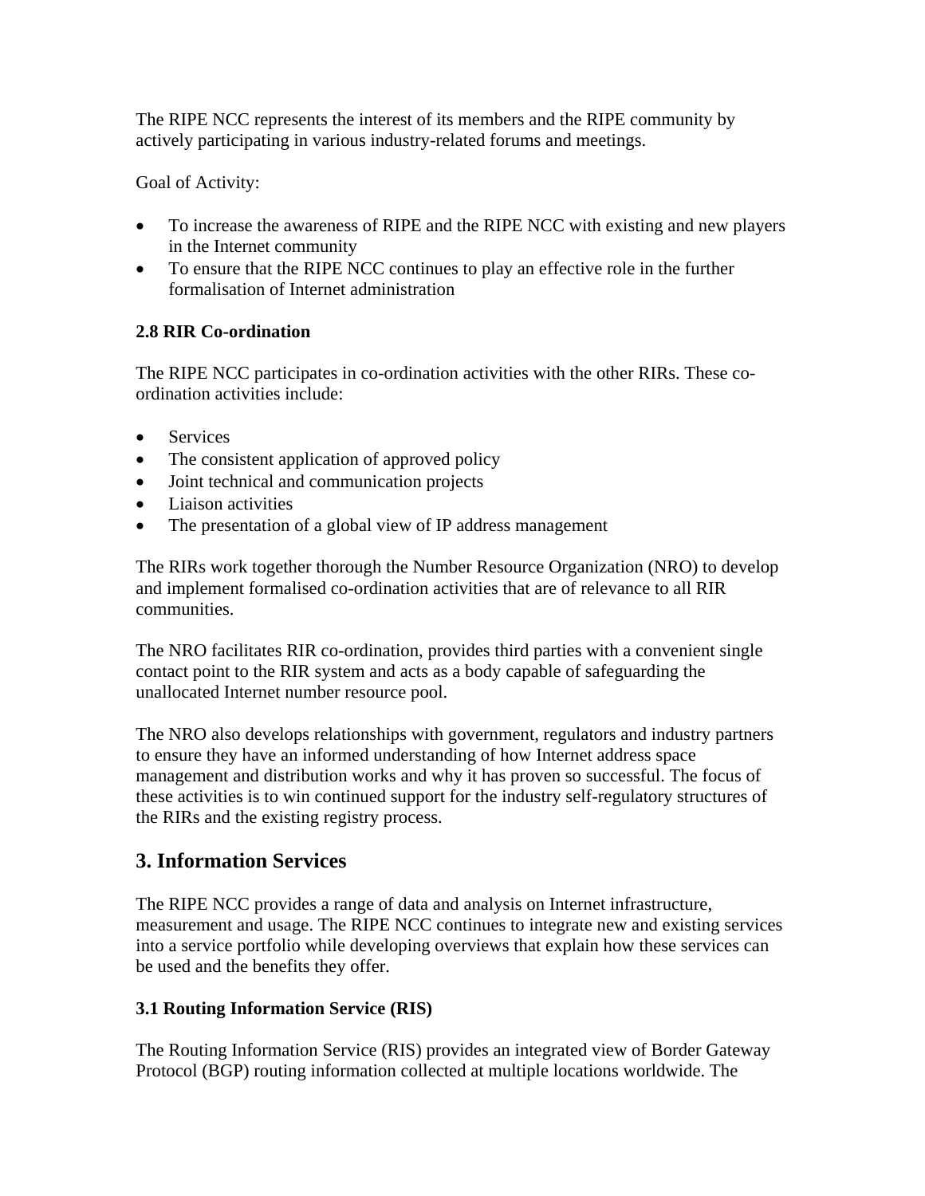The RIPE NCC represents the interest of its members and the RIPE community by actively participating in various industry-related forums and meetings.

Goal of Activity:

- To increase the awareness of RIPE and the RIPE NCC with existing and new players in the Internet community
- To ensure that the RIPE NCC continues to play an effective role in the further formalisation of Internet administration

### 2.8 RIR Co-ordination

The RIPE NCC participates in co-ordination activities with the other RIRs. These co-ordination activities include:

- Services
- The consistent application of approved policy
- Joint technical and communication projects
- Liaison activities
- The presentation of a global view of IP address management

The RIRs work together thorough the Number Resource Organization (NRO) to develop and implement formalised co-ordination activities that are of relevance to all RIR communities.

The NRO facilitates RIR co-ordination, provides third parties with a convenient single contact point to the RIR system and acts as a body capable of safeguarding the unallocated Internet number resource pool.

The NRO also develops relationships with government, regulators and industry partners to ensure they have an informed understanding of how Internet address space management and distribution works and why it has proven so successful. The focus of these activities is to win continued support for the industry self-regulatory structures of the RIRs and the existing registry process.

## 3. Information Services

The RIPE NCC provides a range of data and analysis on Internet infrastructure, measurement and usage. The RIPE NCC continues to integrate new and existing services into a service portfolio while developing overviews that explain how these services can be used and the benefits they offer.

### 3.1 Routing Information Service (RIS)

The Routing Information Service (RIS) provides an integrated view of Border Gateway Protocol (BGP) routing information collected at multiple locations worldwide. The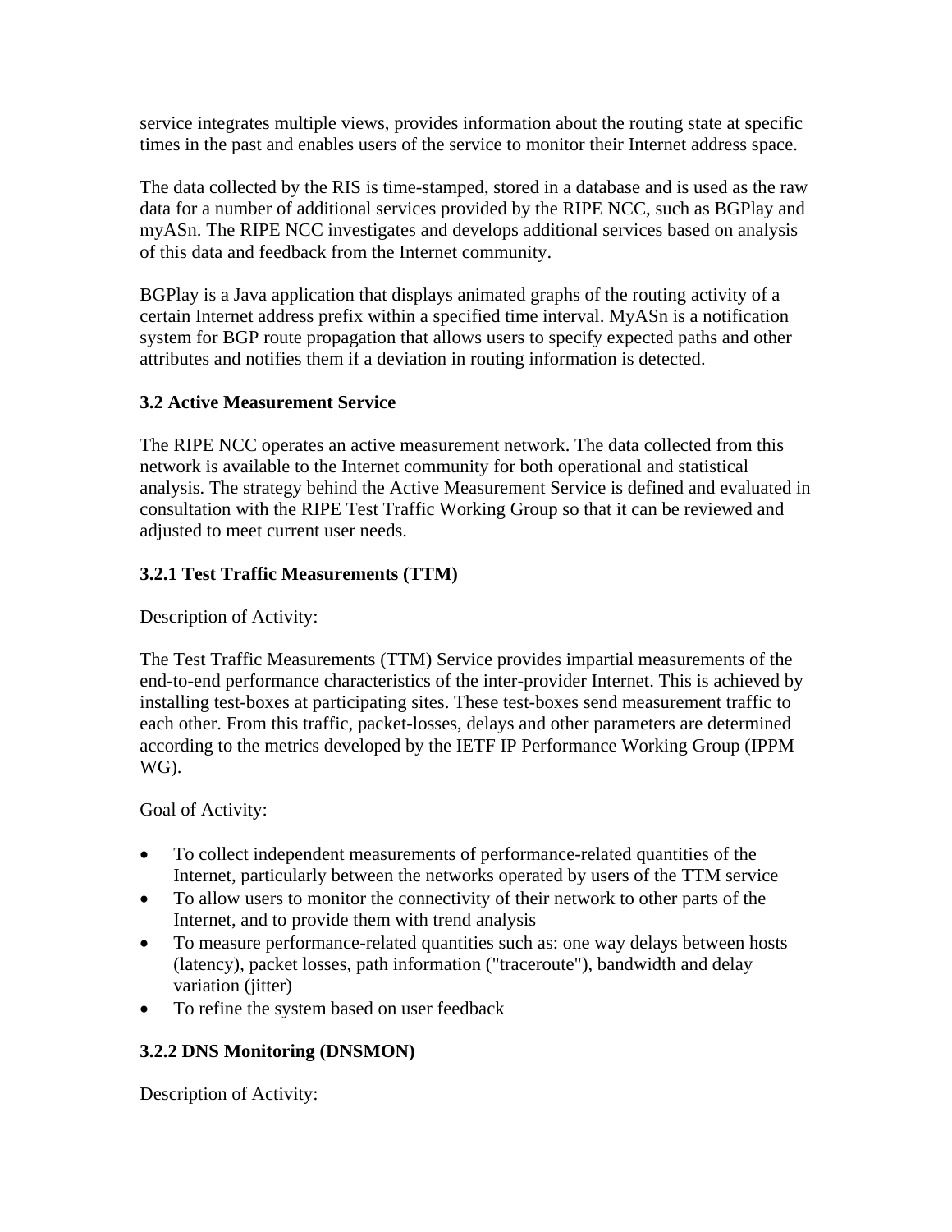service integrates multiple views, provides information about the routing state at specific times in the past and enables users of the service to monitor their Internet address space.

The data collected by the RIS is time-stamped, stored in a database and is used as the raw data for a number of additional services provided by the RIPE NCC, such as BGPlay and myASn. The RIPE NCC investigates and develops additional services based on analysis of this data and feedback from the Internet community.

BGPlay is a Java application that displays animated graphs of the routing activity of a certain Internet address prefix within a specified time interval. MyASn is a notification system for BGP route propagation that allows users to specify expected paths and other attributes and notifies them if a deviation in routing information is detected.

### 3.2 Active Measurement Service

The RIPE NCC operates an active measurement network. The data collected from this network is available to the Internet community for both operational and statistical analysis. The strategy behind the Active Measurement Service is defined and evaluated in consultation with the RIPE Test Traffic Working Group so that it can be reviewed and adjusted to meet current user needs.

#### 3.2.1 Test Traffic Measurements (TTM)

Description of Activity:

The Test Traffic Measurements (TTM) Service provides impartial measurements of the end-to-end performance characteristics of the inter-provider Internet. This is achieved by installing test-boxes at participating sites. These test-boxes send measurement traffic to each other. From this traffic, packet-losses, delays and other parameters are determined according to the metrics developed by the IETF IP Performance Working Group (IPPM WG).

Goal of Activity:

- To collect independent measurements of performance-related quantities of the Internet, particularly between the networks operated by users of the TTM service
- To allow users to monitor the connectivity of their network to other parts of the Internet, and to provide them with trend analysis
- To measure performance-related quantities such as: one way delays between hosts (latency), packet losses, path information ("traceroute"), bandwidth and delay variation (jitter)
- To refine the system based on user feedback

#### 3.2.2 DNS Monitoring (DNSMON)

Description of Activity: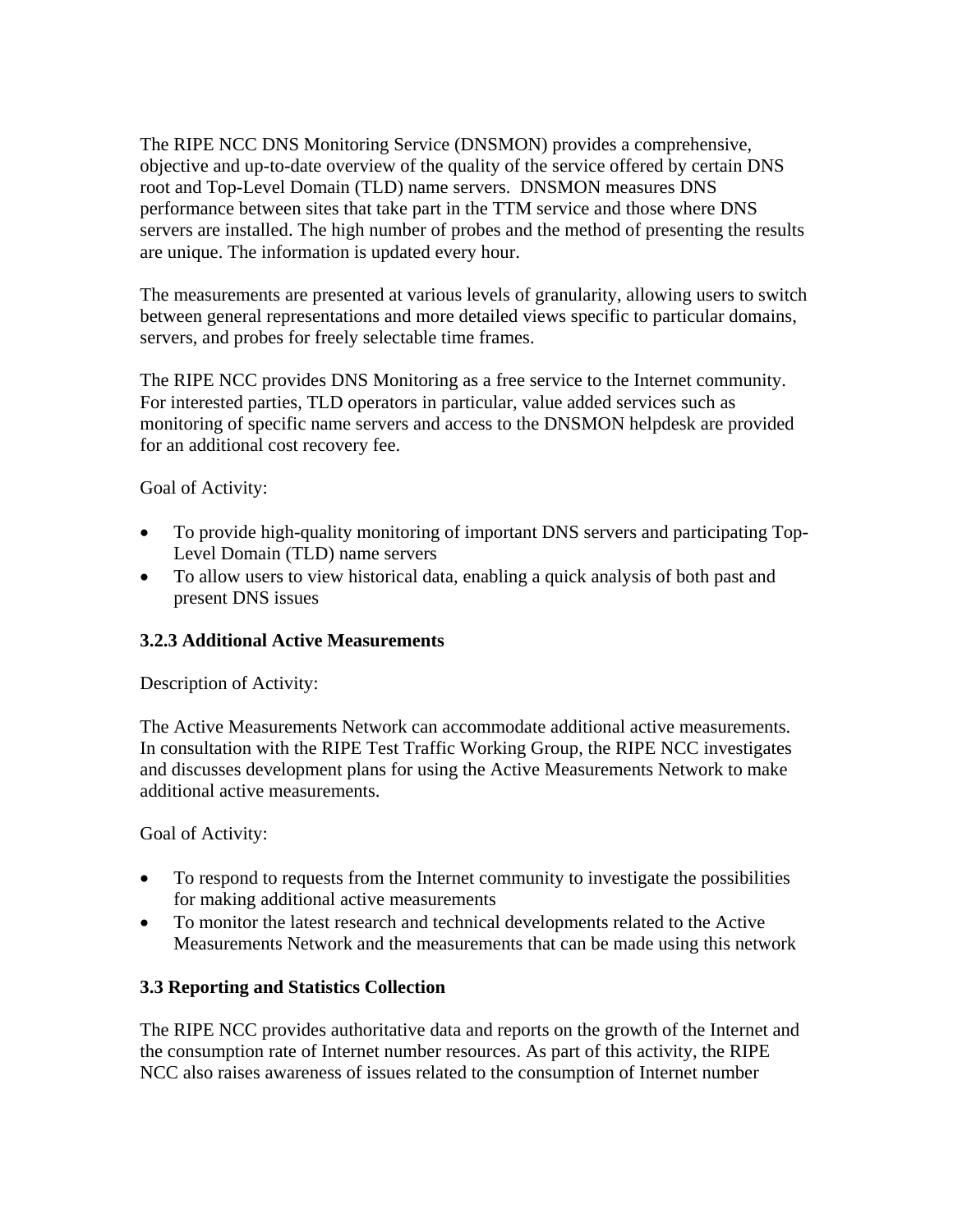The RIPE NCC DNS Monitoring Service (DNSMON) provides a comprehensive, objective and up-to-date overview of the quality of the service offered by certain DNS root and Top-Level Domain (TLD) name servers. DNSMON measures DNS performance between sites that take part in the TTM service and those where DNS servers are installed. The high number of probes and the method of presenting the results are unique. The information is updated every hour.

The measurements are presented at various levels of granularity, allowing users to switch between general representations and more detailed views specific to particular domains, servers, and probes for freely selectable time frames.

The RIPE NCC provides DNS Monitoring as a free service to the Internet community. For interested parties, TLD operators in particular, value added services such as monitoring of specific name servers and access to the DNSMON helpdesk are provided for an additional cost recovery fee.

Goal of Activity:

- To provide high-quality monitoring of important DNS servers and participating Top-Level Domain (TLD) name servers
- To allow users to view historical data, enabling a quick analysis of both past and present DNS issues

### 3.2.3 Additional Active Measurements

Description of Activity:

The Active Measurements Network can accommodate additional active measurements. In consultation with the RIPE Test Traffic Working Group, the RIPE NCC investigates and discusses development plans for using the Active Measurements Network to make additional active measurements.

Goal of Activity:

- To respond to requests from the Internet community to investigate the possibilities for making additional active measurements
- To monitor the latest research and technical developments related to the Active Measurements Network and the measurements that can be made using this network

### 3.3 Reporting and Statistics Collection

The RIPE NCC provides authoritative data and reports on the growth of the Internet and the consumption rate of Internet number resources. As part of this activity, the RIPE NCC also raises awareness of issues related to the consumption of Internet number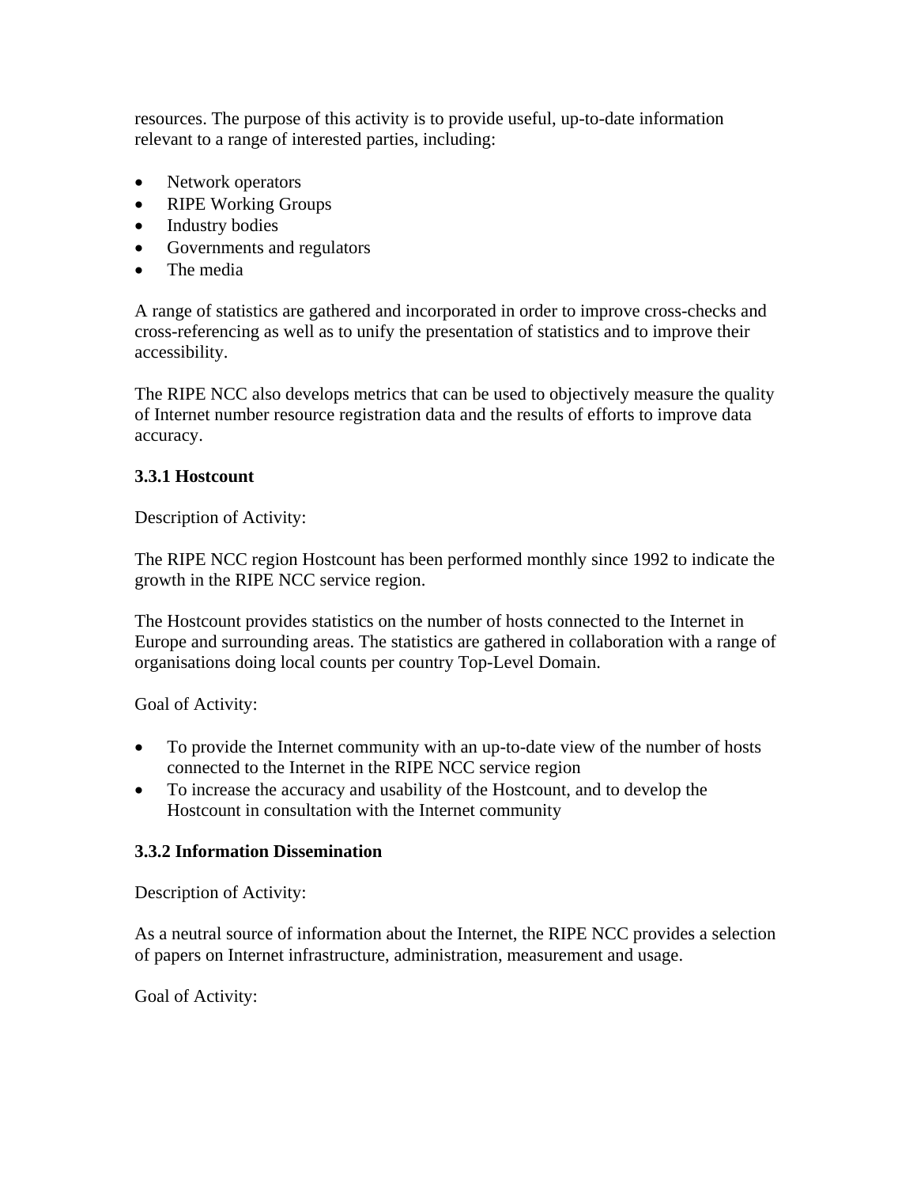resources. The purpose of this activity is to provide useful, up-to-date information relevant to a range of interested parties, including:

- Network operators
- RIPE Working Groups
- Industry bodies
- Governments and regulators
- The media

A range of statistics are gathered and incorporated in order to improve cross-checks and cross-referencing as well as to unify the presentation of statistics and to improve their accessibility.

The RIPE NCC also develops metrics that can be used to objectively measure the quality of Internet number resource registration data and the results of efforts to improve data accuracy.

### 3.3.1 Hostcount

Description of Activity:

The RIPE NCC region Hostcount has been performed monthly since 1992 to indicate the growth in the RIPE NCC service region.

The Hostcount provides statistics on the number of hosts connected to the Internet in Europe and surrounding areas. The statistics are gathered in collaboration with a range of organisations doing local counts per country Top-Level Domain.

Goal of Activity:

- To provide the Internet community with an up-to-date view of the number of hosts connected to the Internet in the RIPE NCC service region
- To increase the accuracy and usability of the Hostcount, and to develop the Hostcount in consultation with the Internet community

### 3.3.2 Information Dissemination

Description of Activity:

As a neutral source of information about the Internet, the RIPE NCC provides a selection of papers on Internet infrastructure, administration, measurement and usage.

Goal of Activity: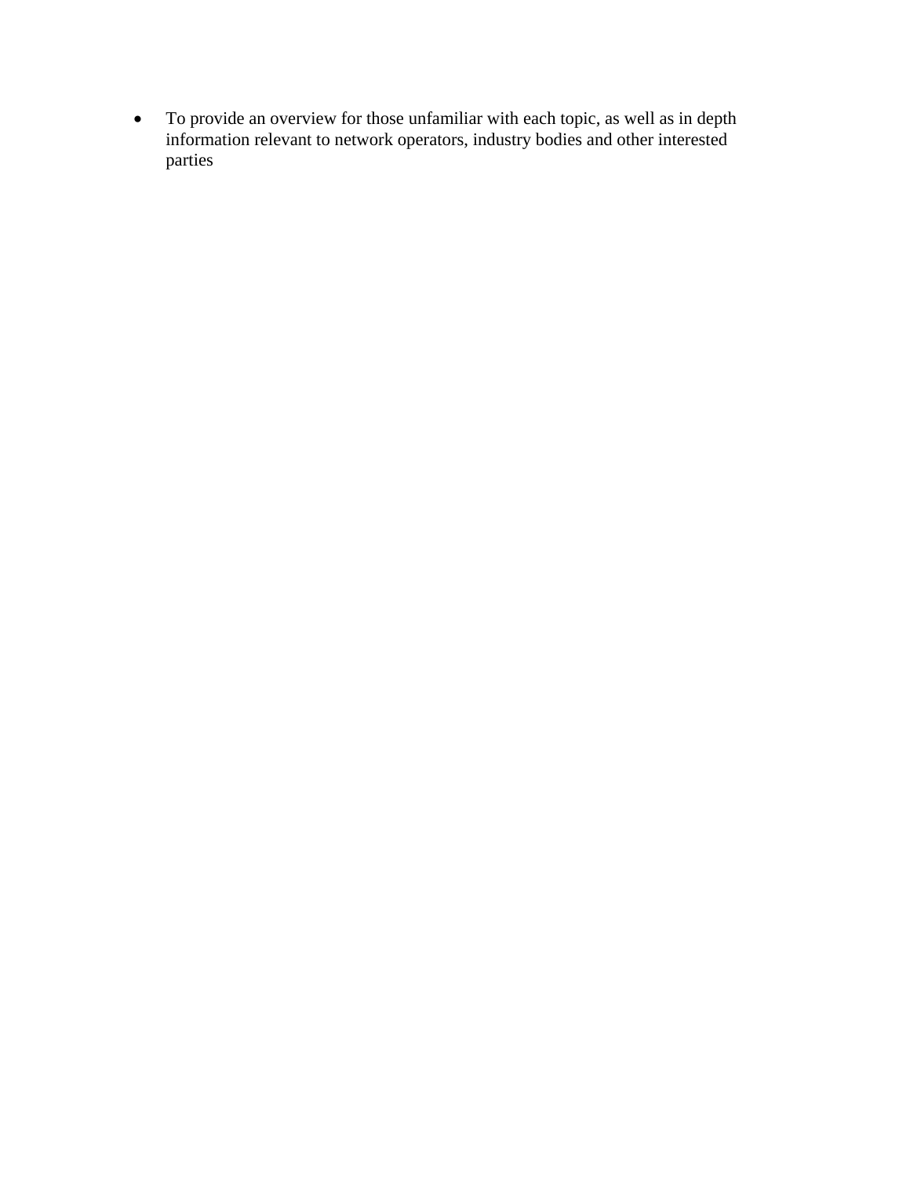- To provide an overview for those unfamiliar with each topic, as well as in depth information relevant to network operators, industry bodies and other interested parties